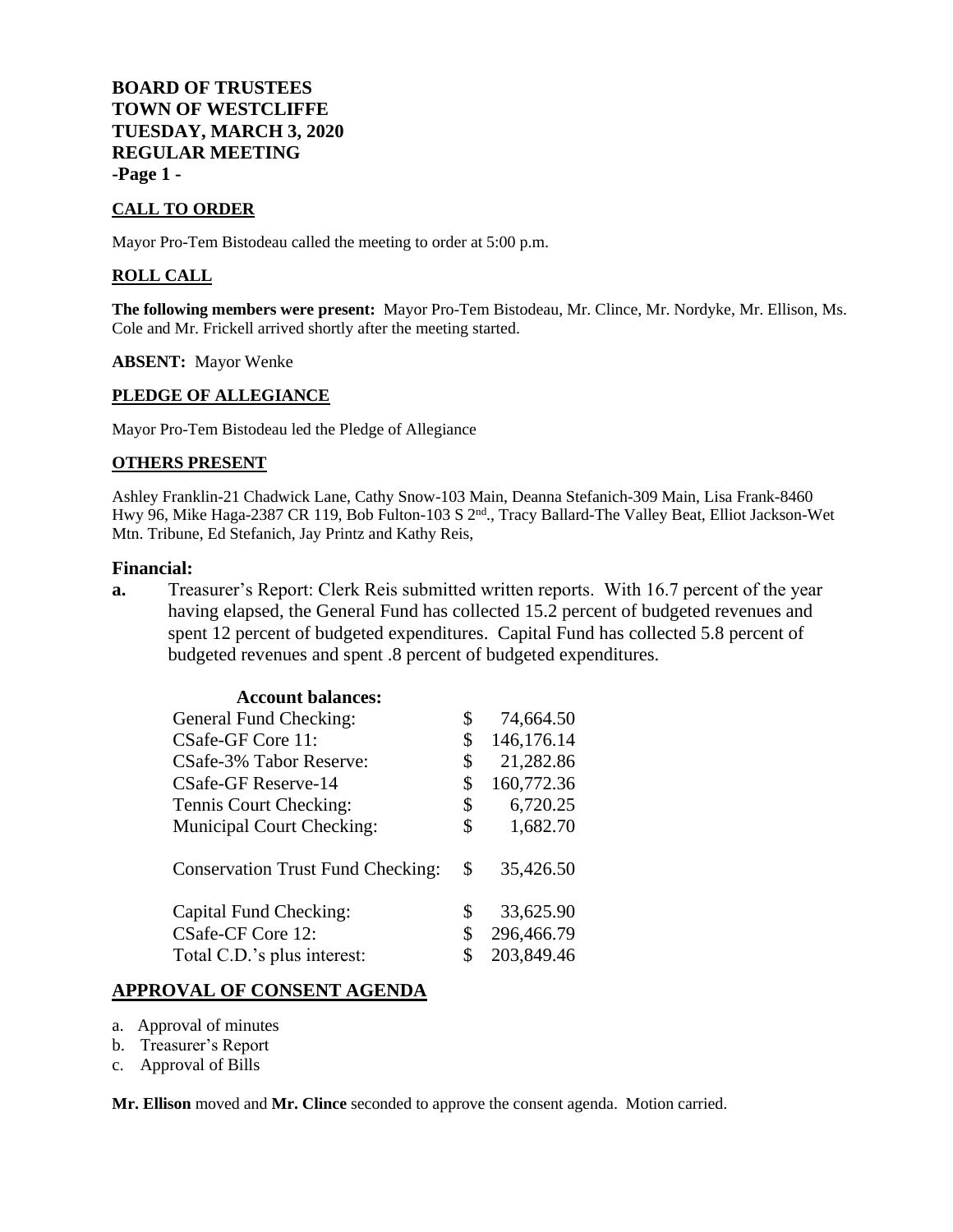**BOARD OF TRUSTEES**
**TOWN OF WESTCLIFFE**
**TUESDAY, MARCH 3, 2020**
**REGULAR MEETING**
**-Page 1 -**

## CALL TO ORDER

Mayor Pro-Tem Bistodeau called the meeting to order at 5:00 p.m.

## ROLL CALL

**The following members were present:** Mayor Pro-Tem Bistodeau, Mr. Clince, Mr. Nordyke, Mr. Ellison, Ms. Cole and Mr. Frickell arrived shortly after the meeting started.

**ABSENT:** Mayor Wenke

## PLEDGE OF ALLEGIANCE

Mayor Pro-Tem Bistodeau led the Pledge of Allegiance

## OTHERS PRESENT

Ashley Franklin-21 Chadwick Lane, Cathy Snow-103 Main, Deanna Stefanich-309 Main, Lisa Frank-8460 Hwy 96, Mike Haga-2387 CR 119, Bob Fulton-103 S 2nd., Tracy Ballard-The Valley Beat, Elliot Jackson-Wet Mtn. Tribune, Ed Stefanich, Jay Printz and Kathy Reis,

## Financial:

**a.** Treasurer's Report: Clerk Reis submitted written reports. With 16.7 percent of the year having elapsed, the General Fund has collected 15.2 percent of budgeted revenues and spent 12 percent of budgeted expenditures. Capital Fund has collected 5.8 percent of budgeted revenues and spent .8 percent of budgeted expenditures.

| **Account balances:** | |
|---|---|
| General Fund Checking: | $ 74,664.50 |
| CSafe-GF Core 11: | $ 146,176.14 |
| CSafe-3% Tabor Reserve: | $ 21,282.86 |
| CSafe-GF Reserve-14 | $ 160,772.36 |
| Tennis Court Checking: | $ 6,720.25 |
| Municipal Court Checking: | $ 1,682.70 |
| Conservation Trust Fund Checking: | $ 35,426.50 |
| Capital Fund Checking: | $ 33,625.90 |
| CSafe-CF Core 12: | $ 296,466.79 |
| Total C.D.'s plus interest: | $ 203,849.46 |

## APPROVAL OF CONSENT AGENDA

a. Approval of minutes
b. Treasurer's Report
c. Approval of Bills

**Mr. Ellison** moved and **Mr. Clince** seconded to approve the consent agenda. Motion carried.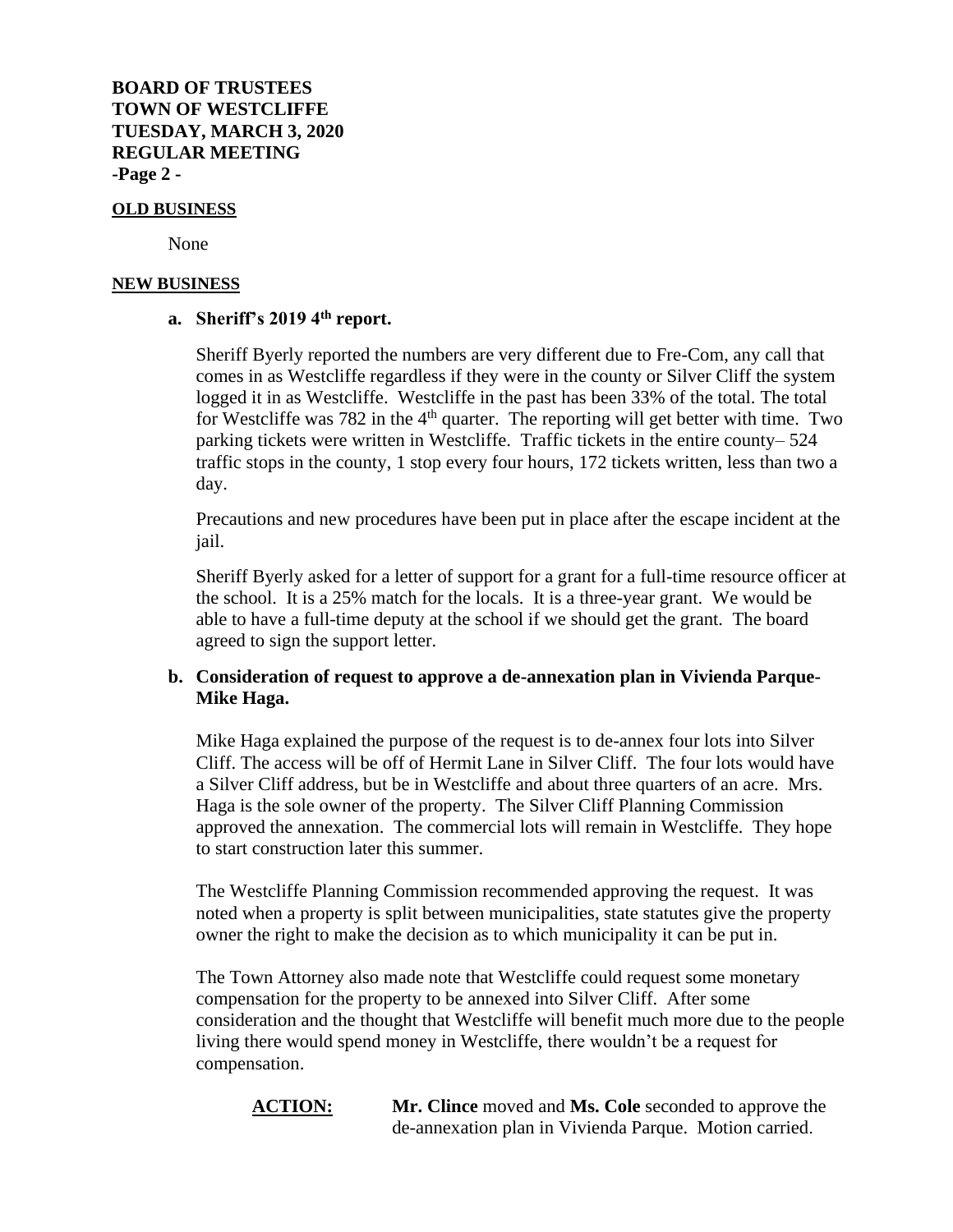**OLD BUSINESS**

None

**NEW BUSINESS**

**a. Sheriff's 2019 4th report.**

Sheriff Byerly reported the numbers are very different due to Fre-Com, any call that comes in as Westcliffe regardless if they were in the county or Silver Cliff the system logged it in as Westcliffe. Westcliffe in the past has been 33% of the total. The total for Westcliffe was 782 in the 4th quarter. The reporting will get better with time. Two parking tickets were written in Westcliffe. Traffic tickets in the entire county– 524 traffic stops in the county, 1 stop every four hours, 172 tickets written, less than two a day.

Precautions and new procedures have been put in place after the escape incident at the jail.

Sheriff Byerly asked for a letter of support for a grant for a full-time resource officer at the school. It is a 25% match for the locals. It is a three-year grant. We would be able to have a full-time deputy at the school if we should get the grant. The board agreed to sign the support letter.

**b. Consideration of request to approve a de-annexation plan in Vivienda Parque-Mike Haga.**

Mike Haga explained the purpose of the request is to de-annex four lots into Silver Cliff. The access will be off of Hermit Lane in Silver Cliff. The four lots would have a Silver Cliff address, but be in Westcliffe and about three quarters of an acre. Mrs. Haga is the sole owner of the property. The Silver Cliff Planning Commission approved the annexation. The commercial lots will remain in Westcliffe. They hope to start construction later this summer.

The Westcliffe Planning Commission recommended approving the request. It was noted when a property is split between municipalities, state statutes give the property owner the right to make the decision as to which municipality it can be put in.

The Town Attorney also made note that Westcliffe could request some monetary compensation for the property to be annexed into Silver Cliff. After some consideration and the thought that Westcliffe will benefit much more due to the people living there would spend money in Westcliffe, there wouldn't be a request for compensation.

**ACTION:** **Mr. Clince** moved and **Ms. Cole** seconded to approve the de-annexation plan in Vivienda Parque. Motion carried.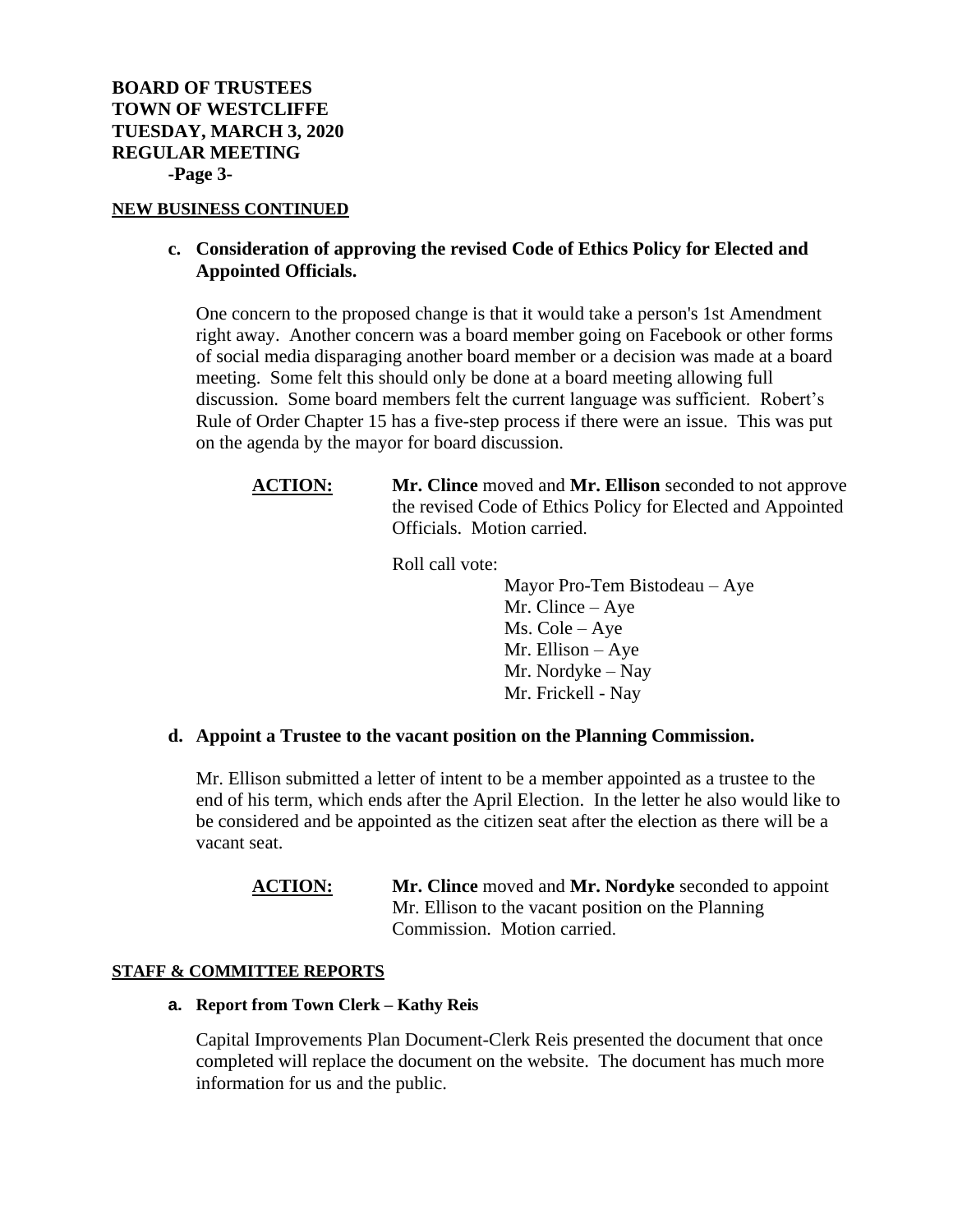**BOARD OF TRUSTEES**
**TOWN OF WESTCLIFFE**
**TUESDAY, MARCH 3, 2020**
**REGULAR MEETING**

## NEW BUSINESS CONTINUED

**c. Consideration of approving the revised Code of Ethics Policy for Elected and Appointed Officials.**

One concern to the proposed change is that it would take a person's 1st Amendment right away. Another concern was a board member going on Facebook or other forms of social media disparaging another board member or a decision was made at a board meeting. Some felt this should only be done at a board meeting allowing full discussion. Some board members felt the current language was sufficient. Robert's Rule of Order Chapter 15 has a five-step process if there were an issue. This was put on the agenda by the mayor for board discussion.

**ACTION:** **Mr. Clince** moved and **Mr. Ellison** seconded to not approve the revised Code of Ethics Policy for Elected and Appointed Officials. Motion carried.

Roll call vote:

Mayor Pro-Tem Bistodeau – Aye
Mr. Clince – Aye
Ms. Cole – Aye
Mr. Ellison – Aye
Mr. Nordyke – Nay
Mr. Frickell - Nay

**d. Appoint a Trustee to the vacant position on the Planning Commission.**

Mr. Ellison submitted a letter of intent to be a member appointed as a trustee to the end of his term, which ends after the April Election. In the letter he also would like to be considered and be appointed as the citizen seat after the election as there will be a vacant seat.

**ACTION:** **Mr. Clince** moved and **Mr. Nordyke** seconded to appoint Mr. Ellison to the vacant position on the Planning Commission. Motion carried.

## STAFF & COMMITTEE REPORTS

**a. Report from Town Clerk – Kathy Reis**

Capital Improvements Plan Document-Clerk Reis presented the document that once completed will replace the document on the website. The document has much more information for us and the public.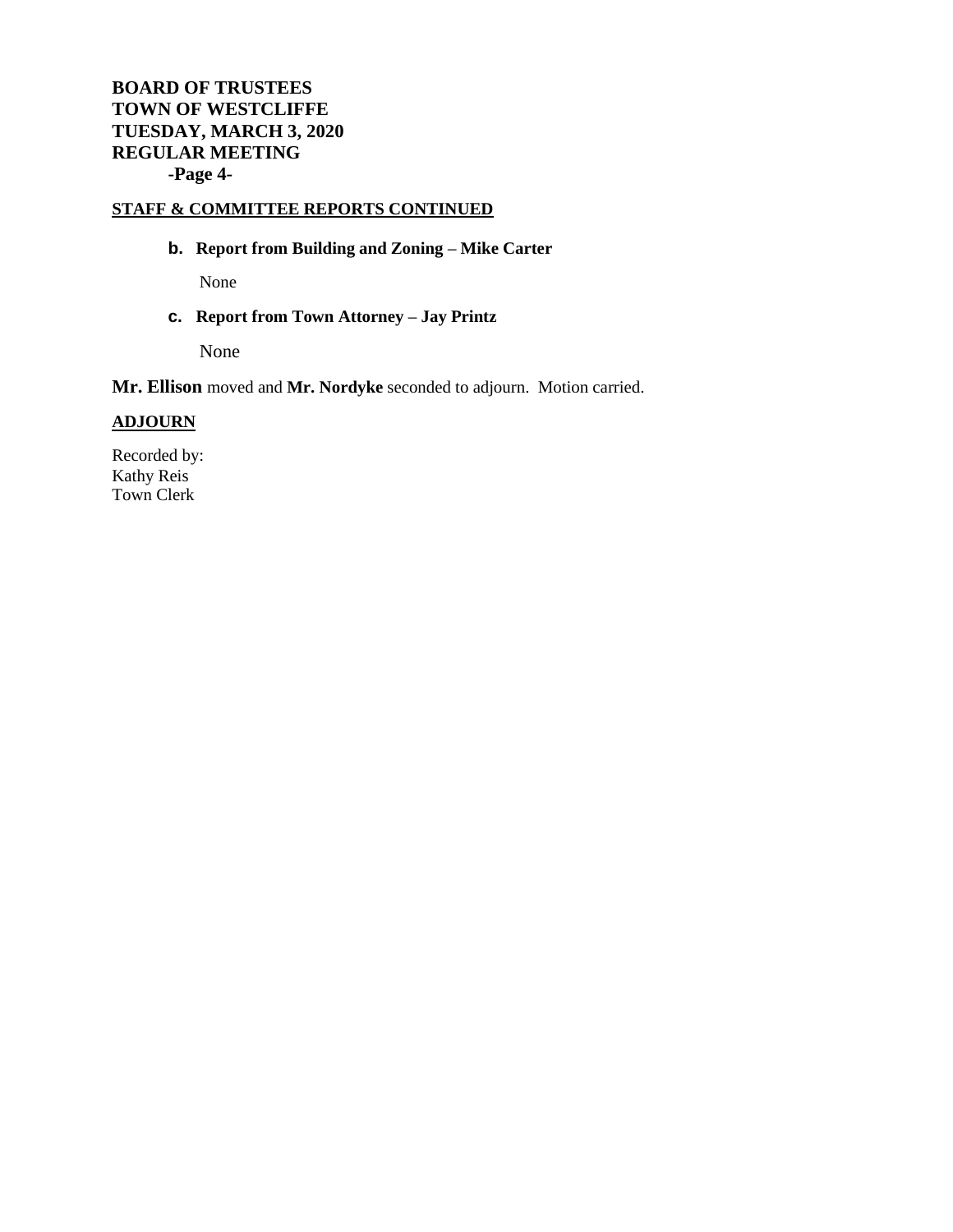**BOARD OF TRUSTEES**
**TOWN OF WESTCLIFFE**
**TUESDAY, MARCH 3, 2020**
**REGULAR MEETING**

## STAFF & COMMITTEE REPORTS CONTINUED

**b. Report from Building and Zoning – Mike Carter**

None

**c. Report from Town Attorney – Jay Printz**

None

**Mr. Ellison** moved and **Mr. Nordyke** seconded to adjourn. Motion carried.

## ADJOURN

Recorded by:
Kathy Reis
Town Clerk